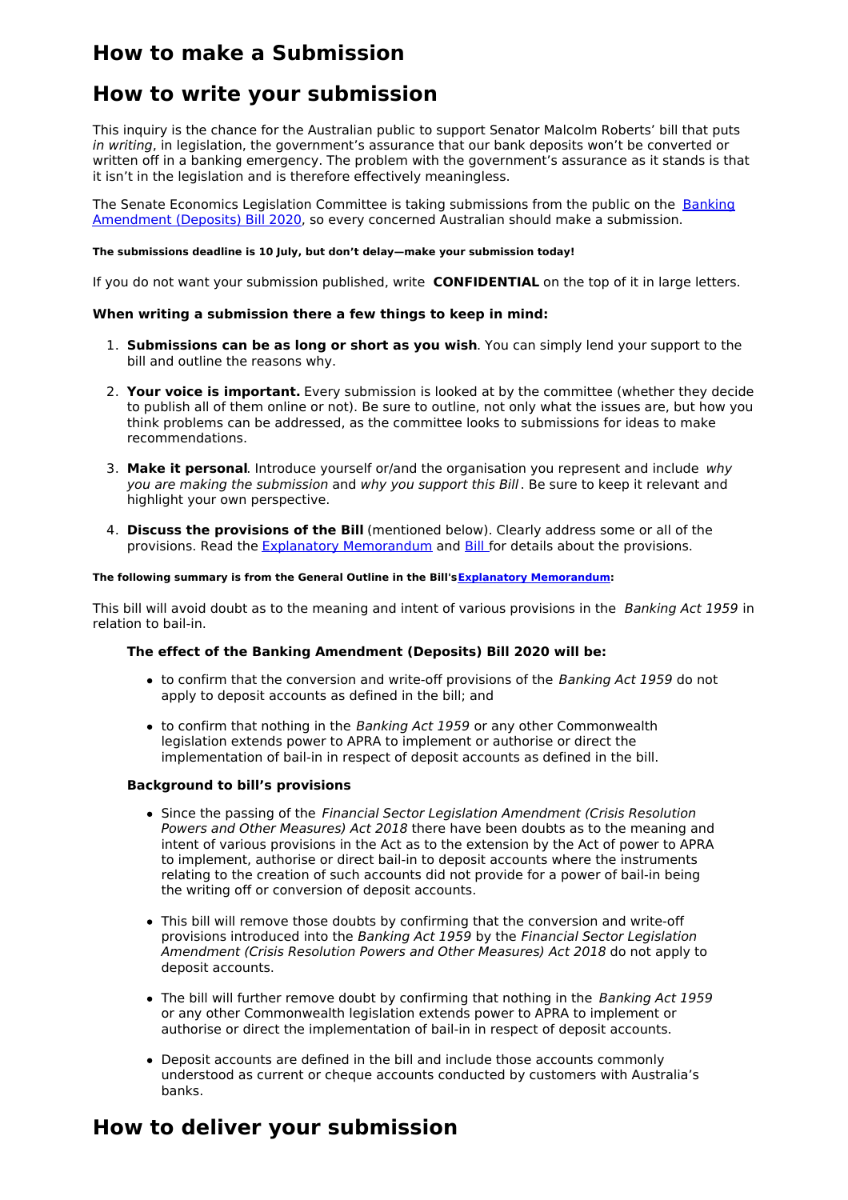# How to make a Submission

# How to write your submission

This inquiry is the chance for the Australian public to support Senator Malcolm Roberts' bill that puts *in writing*, in legislation, the government's assurance that our bank deposits won't be converted or written off in a banking emergency. The problem with the government's assurance as it stands is that it isn't in the legislation and is therefore effectively meaningless.

The Senate Economics Legislation Committee is taking submissions from the public on the Banking Amendment (Deposits) Bill 2020, so every concerned Australian should make a submission.

**The submissions deadline is 10 July, but don't delay—make your submission today!**

If you do not want your submission published, write **CONFIDENTIAL** on the top of it in large letters.

**When writing a submission there a few things to keep in mind:**

1. **Submissions can be as long or short as you wish**. You can simply lend your support to the bill and outline the reasons why.
2. **Your voice is important.** Every submission is looked at by the committee (whether they decide to publish all of them online or not). Be sure to outline, not only what the issues are, but how you think problems can be addressed, as the committee looks to submissions for ideas to make recommendations.
3. **Make it personal**. Introduce yourself or/and the organisation you represent and include *why you are making the submission* and *why you support this Bill*. Be sure to keep it relevant and highlight your own perspective.
4. **Discuss the provisions of the Bill** (mentioned below). Clearly address some or all of the provisions. Read the Explanatory Memorandum and Bill for details about the provisions.

**The following summary is from the General Outline in the Bill's Explanatory Memorandum:**

This bill will avoid doubt as to the meaning and intent of various provisions in the *Banking Act 1959* in relation to bail-in.

**The effect of the Banking Amendment (Deposits) Bill 2020 will be:**

- to confirm that the conversion and write-off provisions of the *Banking Act 1959* do not apply to deposit accounts as defined in the bill; and
- to confirm that nothing in the *Banking Act 1959* or any other Commonwealth legislation extends power to APRA to implement or authorise or direct the implementation of bail-in in respect of deposit accounts as defined in the bill.

**Background to bill's provisions**

- Since the passing of the *Financial Sector Legislation Amendment (Crisis Resolution Powers and Other Measures) Act 2018* there have been doubts as to the meaning and intent of various provisions in the Act as to the extension by the Act of power to APRA to implement, authorise or direct bail-in to deposit accounts where the instruments relating to the creation of such accounts did not provide for a power of bail-in being the writing off or conversion of deposit accounts.
- This bill will remove those doubts by confirming that the conversion and write-off provisions introduced into the *Banking Act 1959* by the *Financial Sector Legislation Amendment (Crisis Resolution Powers and Other Measures) Act 2018* do not apply to deposit accounts.
- The bill will further remove doubt by confirming that nothing in the *Banking Act 1959* or any other Commonwealth legislation extends power to APRA to implement or authorise or direct the implementation of bail-in in respect of deposit accounts.
- Deposit accounts are defined in the bill and include those accounts commonly understood as current or cheque accounts conducted by customers with Australia's banks.

# How to deliver your submission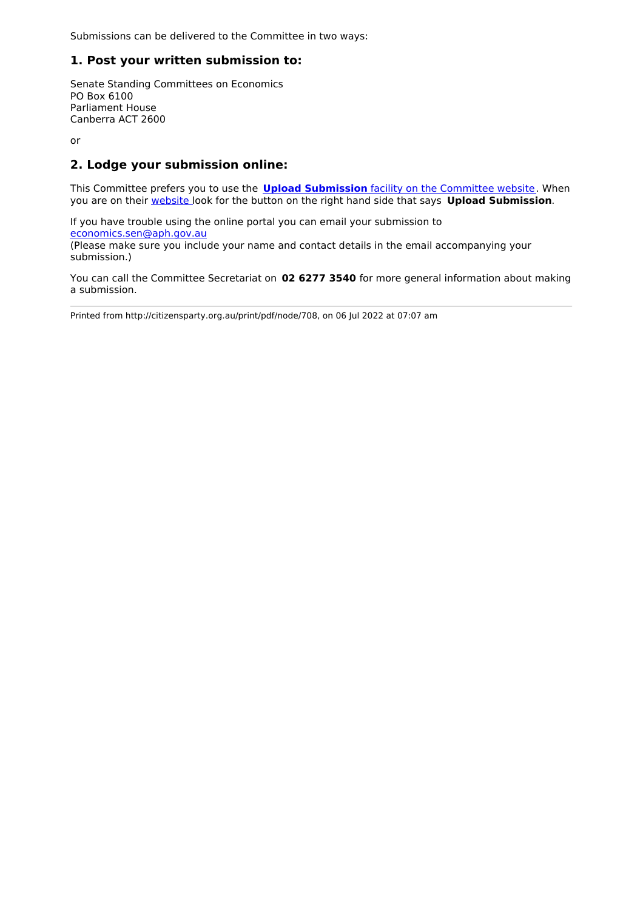Submissions can be delivered to the Committee in two ways:

### 1. Post your written submission to:

Senate Standing Committees on Economics
PO Box 6100
Parliament House
Canberra ACT 2600

or

### 2. Lodge your submission online:

This Committee prefers you to use the **Upload Submission** facility on the Committee website. When you are on their website look for the button on the right hand side that says **Upload Submission**.

If you have trouble using the online portal you can email your submission to economics.sen@aph.gov.au
(Please make sure you include your name and contact details in the email accompanying your submission.)

You can call the Committee Secretariat on **02 6277 3540** for more general information about making a submission.

---

Printed from http://citizensparty.org.au/print/pdf/node/708, on 06 Jul 2022 at 07:07 am